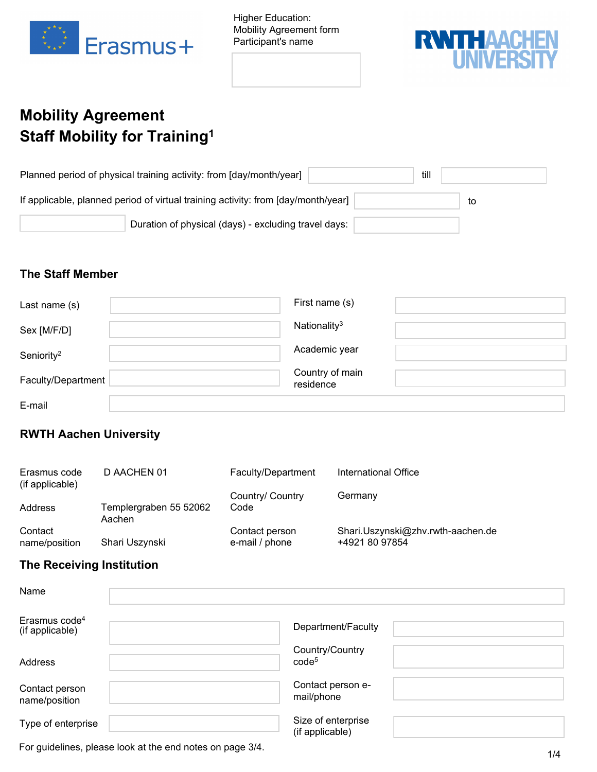Higher Education:
Mobility Agreement form
Participant's name

# Mobility Agreement
# Staff Mobility for Training[1]

Planned period of physical training activity: from [day/month/year] ______ till ______

If applicable, planned period of virtual training activity: from [day/month/year] ______ to ______

Duration of physical (days) - excluding travel days: ______

## The Staff Member

| | | | |
|---|---|---|---|
| Last name (s) | | First name (s) | |
| Sex [M/F/D] | | Nationality[3] | |
| Seniority[2] | | Academic year | |
| Faculty/Department | | Country of main residence | |
| E-mail | | | |

## RWTH Aachen University

| | | | |
|---|---|---|---|
| Erasmus code (if applicable) | D AACHEN 01 | Faculty/Department | International Office |
| Address | Templergraben 55 52062 Aachen | Country/ Country Code | Germany |
| Contact name/position | Shari Uszynski | Contact person e-mail / phone | Shari.Uszynski@zhv.rwth-aachen.de +4921 80 97854 |

## The Receiving Institution

| | | | |
|---|---|---|---|
| Name | | | |
| Erasmus code[4] (if applicable) | | Department/Faculty | |
| Address | | Country/Country code[5] | |
| Contact person name/position | | Contact person e-mail/phone | |
| Type of enterprise | | Size of enterprise (if applicable) | |

For guidelines, please look at the end notes on page 3/4.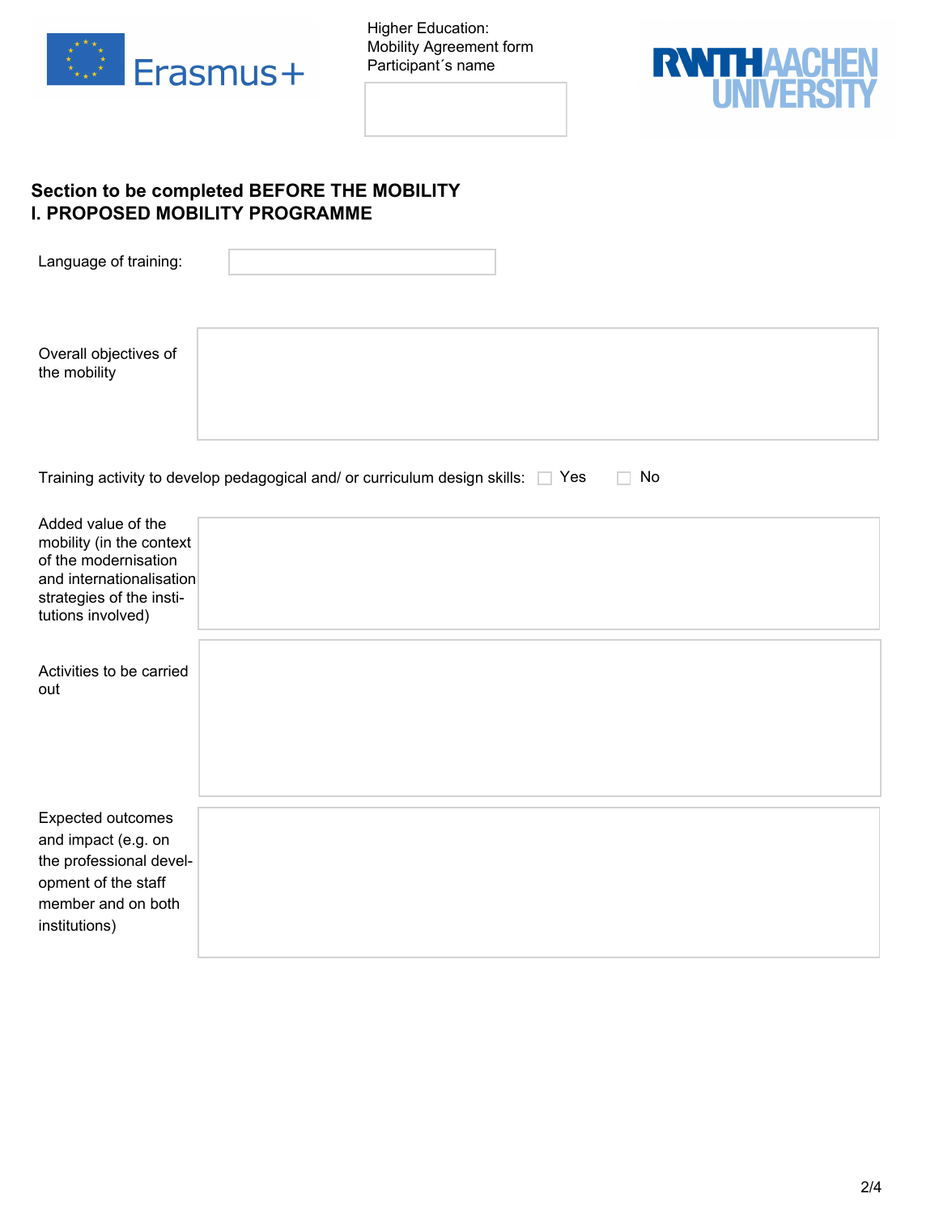Higher Education:
Mobility Agreement form
Participant´s name

## Section to be completed BEFORE THE MOBILITY
## I. PROPOSED MOBILITY PROGRAMME

Language of training:

Overall objectives of the mobility

Training activity to develop pedagogical and/ or curriculum design skills: ☐ Yes ☐ No

Added value of the mobility (in the context of the modernisation and internationalisation strategies of the institutions involved)

Activities to be carried out

Expected outcomes and impact (e.g. on the professional development of the staff member and on both institutions)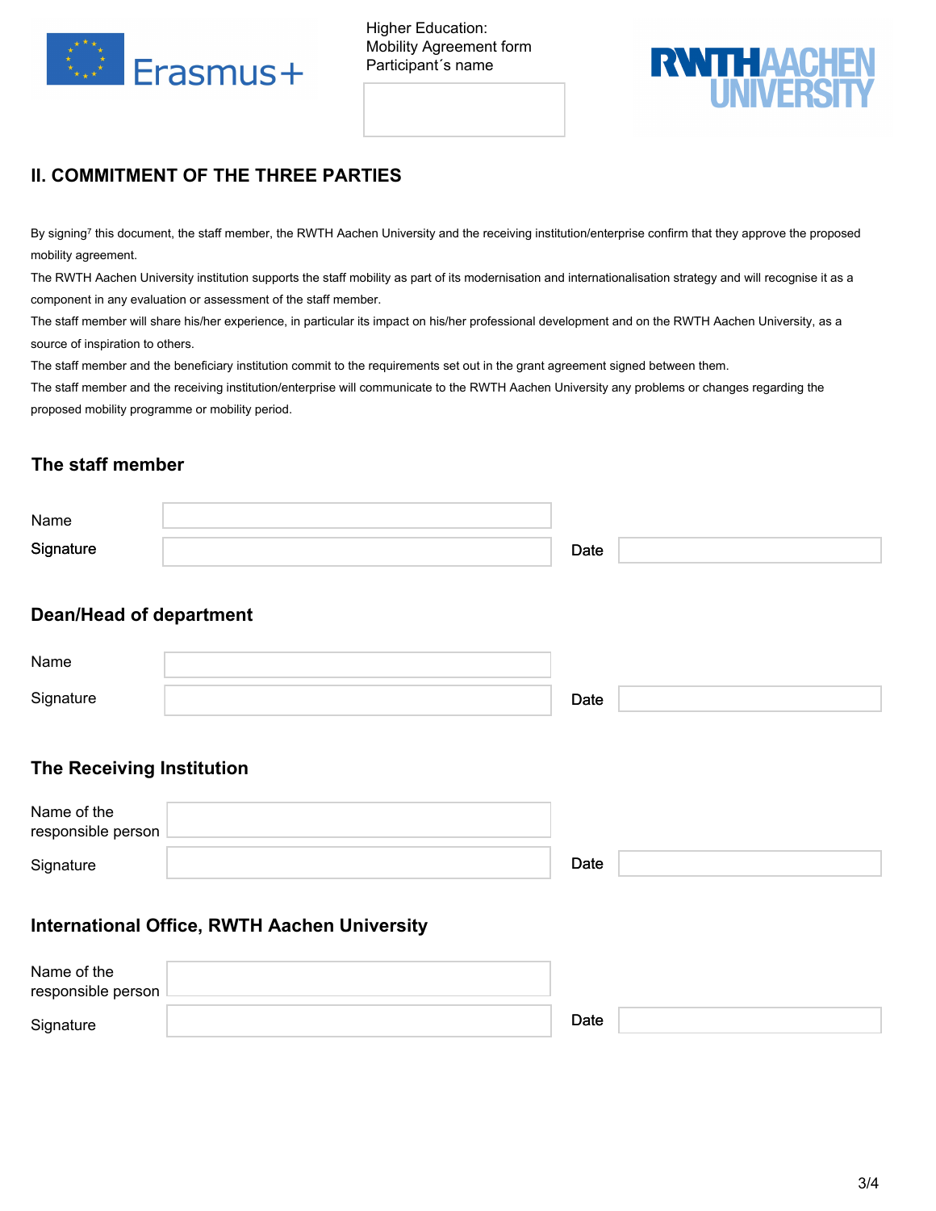Higher Education:
Mobility Agreement form
Participant´s name

## II. COMMITMENT OF THE THREE PARTIES

By signing[7] this document, the staff member, the RWTH Aachen University and the receiving institution/enterprise confirm that they approve the proposed mobility agreement.

The RWTH Aachen University institution supports the staff mobility as part of its modernisation and internationalisation strategy and will recognise it as a component in any evaluation or assessment of the staff member.

The staff member will share his/her experience, in particular its impact on his/her professional development and on the RWTH Aachen University, as a source of inspiration to others.

The staff member and the beneficiary institution commit to the requirements set out in the grant agreement signed between them.

The staff member and the receiving institution/enterprise will communicate to the RWTH Aachen University any problems or changes regarding the proposed mobility programme or mobility period.

### The staff member

Name

Signature | Date

### Dean/Head of department

Name

Signature | Date

### The Receiving Institution

Name of the responsible person

Signature | Date

### International Office, RWTH Aachen University

Name of the responsible person

Signature | Date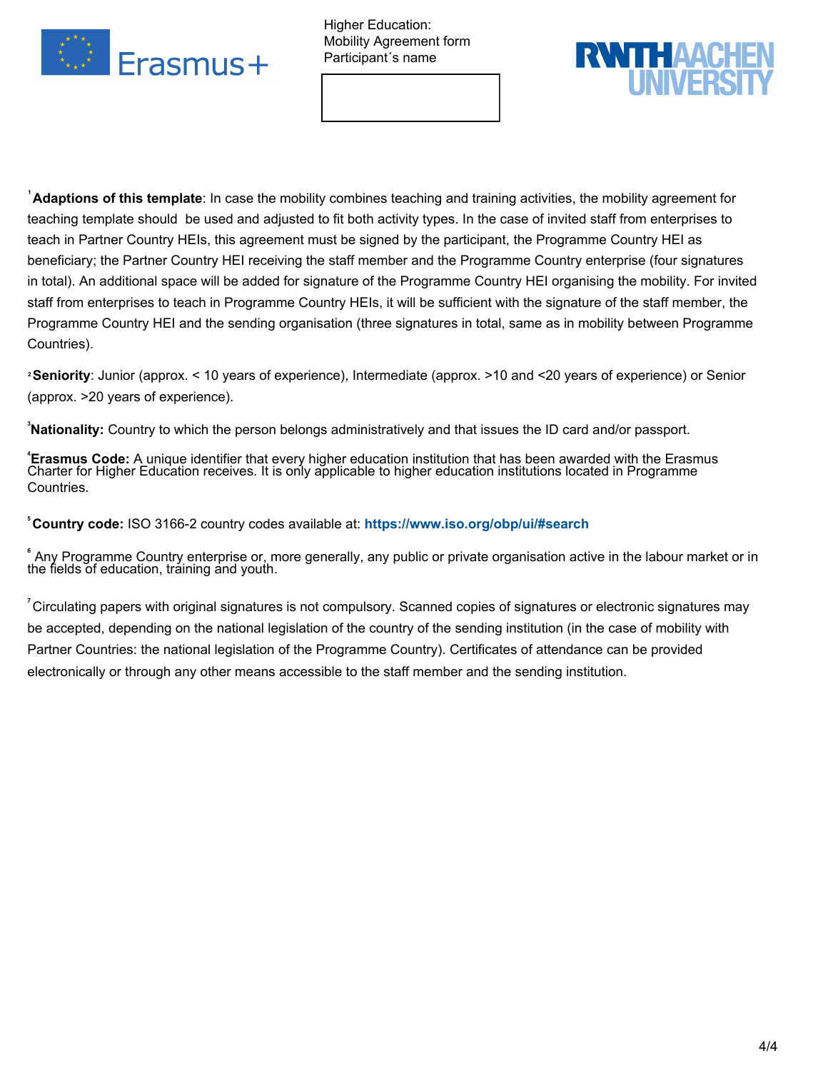Higher Education:
Mobility Agreement form
Participant´s name

[1] **Adaptions of this template**: In case the mobility combines teaching and training activities, the mobility agreement for teaching template should be used and adjusted to fit both activity types. In the case of invited staff from enterprises to teach in Partner Country HEIs, this agreement must be signed by the participant, the Programme Country HEI as beneficiary; the Partner Country HEI receiving the staff member and the Programme Country enterprise (four signatures in total). An additional space will be added for signature of the Programme Country HEI organising the mobility. For invited staff from enterprises to teach in Programme Country HEIs, it will be sufficient with the signature of the staff member, the Programme Country HEI and the sending organisation (three signatures in total, same as in mobility between Programme Countries).

[2] **Seniority**: Junior (approx. < 10 years of experience), Intermediate (approx. >10 and <20 years of experience) or Senior (approx. >20 years of experience).

[3] **Nationality:** Country to which the person belongs administratively and that issues the ID card and/or passport.

[4] **Erasmus Code:** A unique identifier that every higher education institution that has been awarded with the Erasmus Charter for Higher Education receives. It is only applicable to higher education institutions located in Programme Countries.

[5] **Country code:** ISO 3166-2 country codes available at: **https://www.iso.org/obp/ui/#search**

[6] Any Programme Country enterprise or, more generally, any public or private organisation active in the labour market or in the fields of education, training and youth.

[7] Circulating papers with original signatures is not compulsory. Scanned copies of signatures or electronic signatures may be accepted, depending on the national legislation of the country of the sending institution (in the case of mobility with Partner Countries: the national legislation of the Programme Country). Certificates of attendance can be provided electronically or through any other means accessible to the staff member and the sending institution.